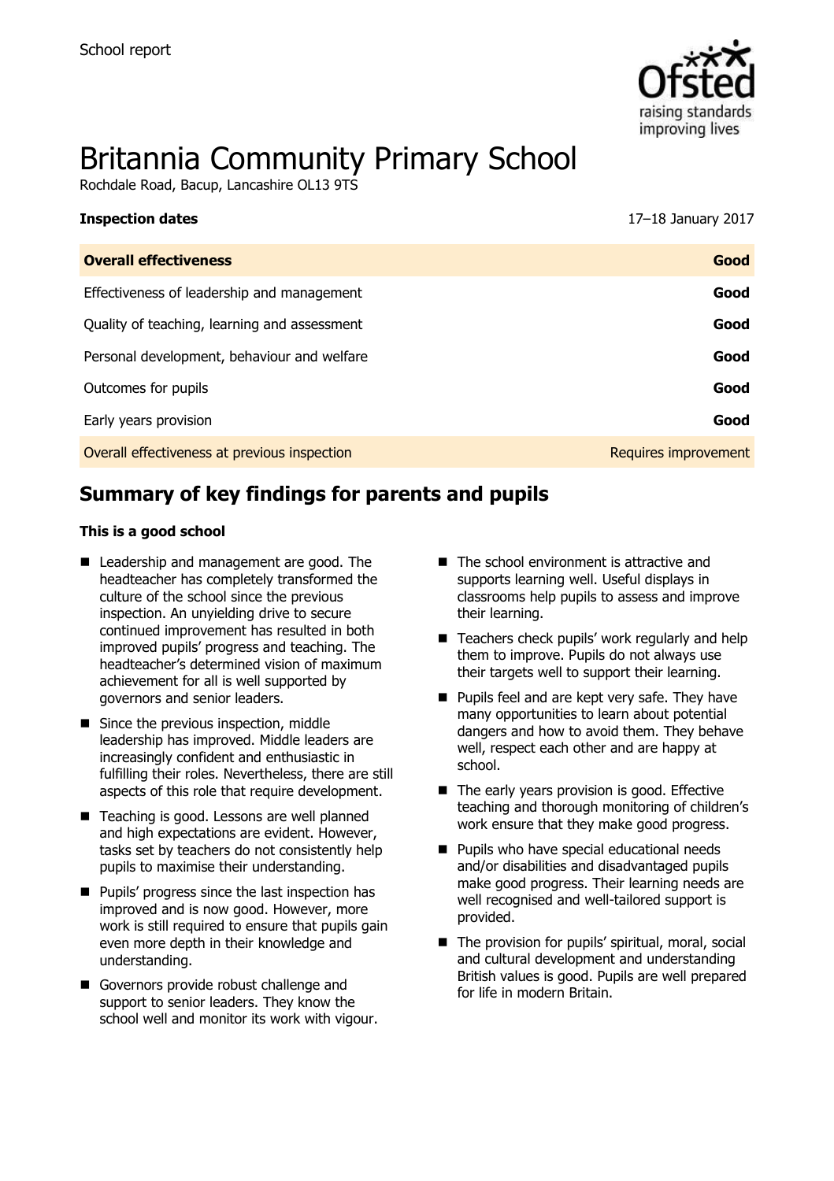School report

# Britannia Community Primary School

Rochdale Road, Bacup, Lancashire OL13 9TS

**Inspection dates** 17–18 January 2017

| **Overall effectiveness** | **Good** |
| --- | --- |
| Effectiveness of leadership and management | **Good** |
| Quality of teaching, learning and assessment | **Good** |
| Personal development, behaviour and welfare | **Good** |
| Outcomes for pupils | **Good** |
| Early years provision | **Good** |
| Overall effectiveness at previous inspection | Requires improvement |

## Summary of key findings for parents and pupils

**This is a good school**

- Leadership and management are good. The headteacher has completely transformed the culture of the school since the previous inspection. An unyielding drive to secure continued improvement has resulted in both improved pupils' progress and teaching. The headteacher's determined vision of maximum achievement for all is well supported by governors and senior leaders.
- Since the previous inspection, middle leadership has improved. Middle leaders are increasingly confident and enthusiastic in fulfilling their roles. Nevertheless, there are still aspects of this role that require development.
- Teaching is good. Lessons are well planned and high expectations are evident. However, tasks set by teachers do not consistently help pupils to maximise their understanding.
- Pupils' progress since the last inspection has improved and is now good. However, more work is still required to ensure that pupils gain even more depth in their knowledge and understanding.
- Governors provide robust challenge and support to senior leaders. They know the school well and monitor its work with vigour.
- The school environment is attractive and supports learning well. Useful displays in classrooms help pupils to assess and improve their learning.
- Teachers check pupils' work regularly and help them to improve. Pupils do not always use their targets well to support their learning.
- Pupils feel and are kept very safe. They have many opportunities to learn about potential dangers and how to avoid them. They behave well, respect each other and are happy at school.
- The early years provision is good. Effective teaching and thorough monitoring of children's work ensure that they make good progress.
- Pupils who have special educational needs and/or disabilities and disadvantaged pupils make good progress. Their learning needs are well recognised and well-tailored support is provided.
- The provision for pupils' spiritual, moral, social and cultural development and understanding British values is good. Pupils are well prepared for life in modern Britain.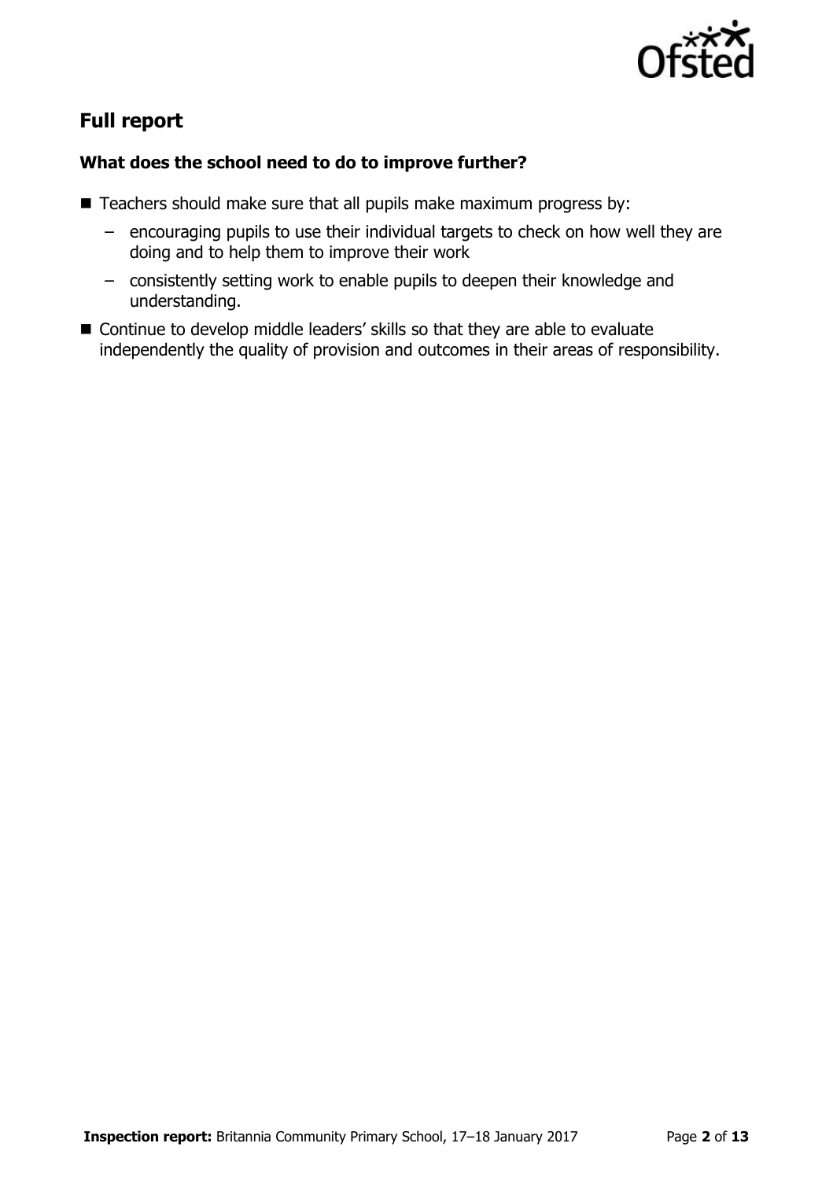## Full report

### What does the school need to do to improve further?

- Teachers should make sure that all pupils make maximum progress by:
  - encouraging pupils to use their individual targets to check on how well they are doing and to help them to improve their work
  - consistently setting work to enable pupils to deepen their knowledge and understanding.
- Continue to develop middle leaders' skills so that they are able to evaluate independently the quality of provision and outcomes in their areas of responsibility.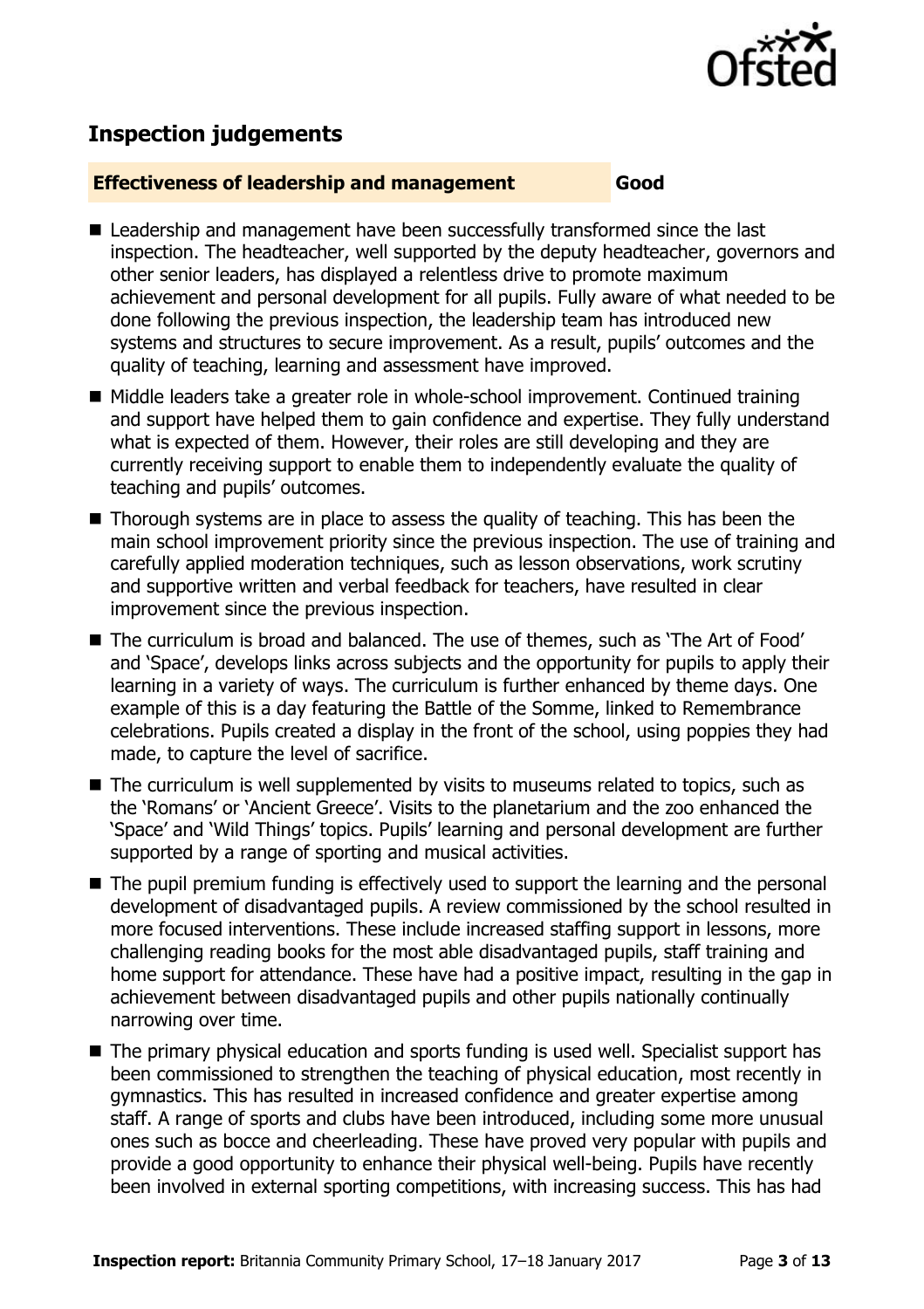## Inspection judgements

| **Effectiveness of leadership and management** | **Good** |
| --- | --- |

- Leadership and management have been successfully transformed since the last inspection. The headteacher, well supported by the deputy headteacher, governors and other senior leaders, has displayed a relentless drive to promote maximum achievement and personal development for all pupils. Fully aware of what needed to be done following the previous inspection, the leadership team has introduced new systems and structures to secure improvement. As a result, pupils' outcomes and the quality of teaching, learning and assessment have improved.
- Middle leaders take a greater role in whole-school improvement. Continued training and support have helped them to gain confidence and expertise. They fully understand what is expected of them. However, their roles are still developing and they are currently receiving support to enable them to independently evaluate the quality of teaching and pupils' outcomes.
- Thorough systems are in place to assess the quality of teaching. This has been the main school improvement priority since the previous inspection. The use of training and carefully applied moderation techniques, such as lesson observations, work scrutiny and supportive written and verbal feedback for teachers, have resulted in clear improvement since the previous inspection.
- The curriculum is broad and balanced. The use of themes, such as 'The Art of Food' and 'Space', develops links across subjects and the opportunity for pupils to apply their learning in a variety of ways. The curriculum is further enhanced by theme days. One example of this is a day featuring the Battle of the Somme, linked to Remembrance celebrations. Pupils created a display in the front of the school, using poppies they had made, to capture the level of sacrifice.
- The curriculum is well supplemented by visits to museums related to topics, such as the 'Romans' or 'Ancient Greece'. Visits to the planetarium and the zoo enhanced the 'Space' and 'Wild Things' topics. Pupils' learning and personal development are further supported by a range of sporting and musical activities.
- The pupil premium funding is effectively used to support the learning and the personal development of disadvantaged pupils. A review commissioned by the school resulted in more focused interventions. These include increased staffing support in lessons, more challenging reading books for the most able disadvantaged pupils, staff training and home support for attendance. These have had a positive impact, resulting in the gap in achievement between disadvantaged pupils and other pupils nationally continually narrowing over time.
- The primary physical education and sports funding is used well. Specialist support has been commissioned to strengthen the teaching of physical education, most recently in gymnastics. This has resulted in increased confidence and greater expertise among staff. A range of sports and clubs have been introduced, including some more unusual ones such as bocce and cheerleading. These have proved very popular with pupils and provide a good opportunity to enhance their physical well-being. Pupils have recently been involved in external sporting competitions, with increasing success. This has had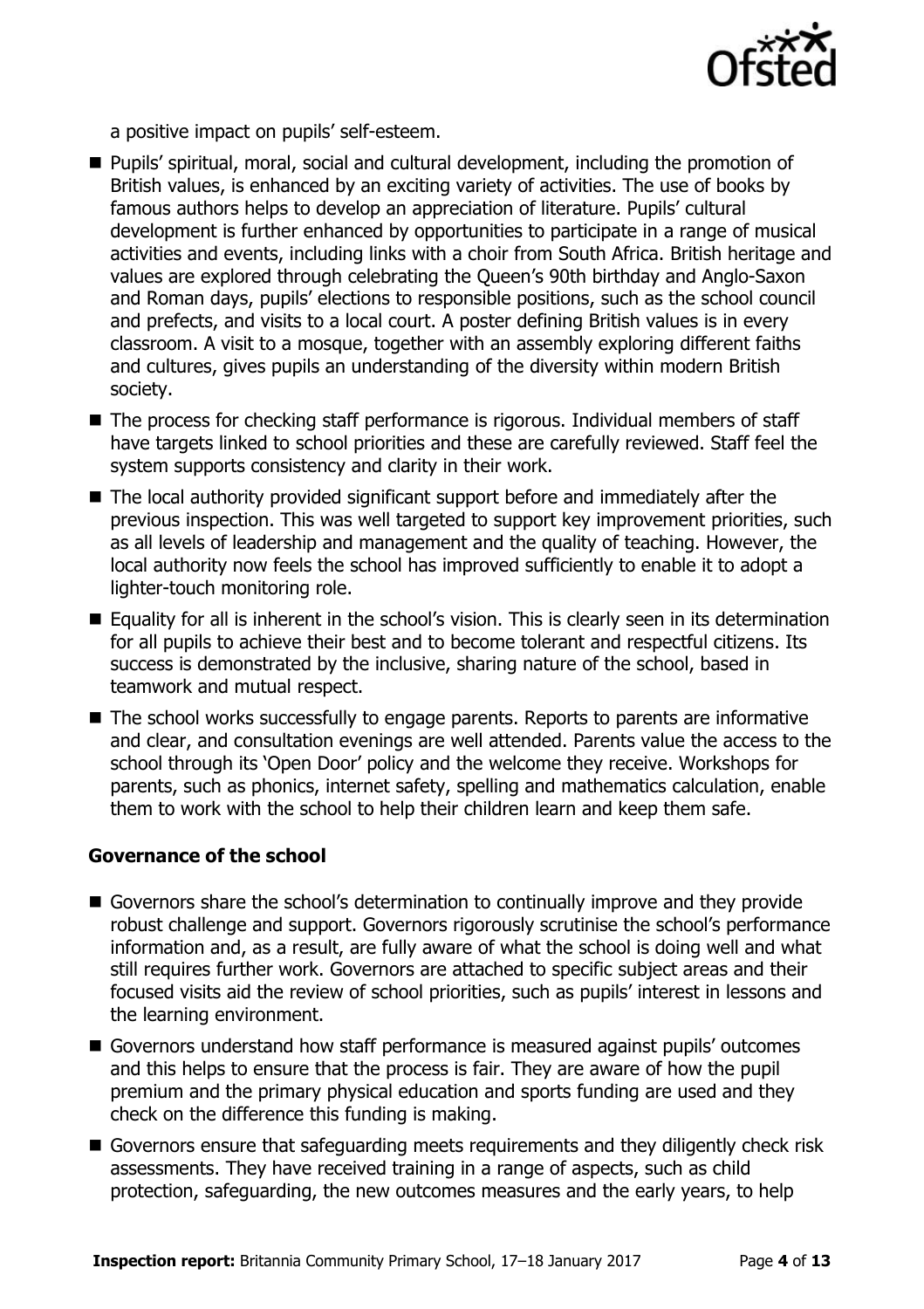a positive impact on pupils' self-esteem.

- Pupils' spiritual, moral, social and cultural development, including the promotion of British values, is enhanced by an exciting variety of activities. The use of books by famous authors helps to develop an appreciation of literature. Pupils' cultural development is further enhanced by opportunities to participate in a range of musical activities and events, including links with a choir from South Africa. British heritage and values are explored through celebrating the Queen's 90th birthday and Anglo-Saxon and Roman days, pupils' elections to responsible positions, such as the school council and prefects, and visits to a local court. A poster defining British values is in every classroom. A visit to a mosque, together with an assembly exploring different faiths and cultures, gives pupils an understanding of the diversity within modern British society.
- The process for checking staff performance is rigorous. Individual members of staff have targets linked to school priorities and these are carefully reviewed. Staff feel the system supports consistency and clarity in their work.
- The local authority provided significant support before and immediately after the previous inspection. This was well targeted to support key improvement priorities, such as all levels of leadership and management and the quality of teaching. However, the local authority now feels the school has improved sufficiently to enable it to adopt a lighter-touch monitoring role.
- Equality for all is inherent in the school's vision. This is clearly seen in its determination for all pupils to achieve their best and to become tolerant and respectful citizens. Its success is demonstrated by the inclusive, sharing nature of the school, based in teamwork and mutual respect.
- The school works successfully to engage parents. Reports to parents are informative and clear, and consultation evenings are well attended. Parents value the access to the school through its 'Open Door' policy and the welcome they receive. Workshops for parents, such as phonics, internet safety, spelling and mathematics calculation, enable them to work with the school to help their children learn and keep them safe.

### Governance of the school

- Governors share the school's determination to continually improve and they provide robust challenge and support. Governors rigorously scrutinise the school's performance information and, as a result, are fully aware of what the school is doing well and what still requires further work. Governors are attached to specific subject areas and their focused visits aid the review of school priorities, such as pupils' interest in lessons and the learning environment.
- Governors understand how staff performance is measured against pupils' outcomes and this helps to ensure that the process is fair. They are aware of how the pupil premium and the primary physical education and sports funding are used and they check on the difference this funding is making.
- Governors ensure that safeguarding meets requirements and they diligently check risk assessments. They have received training in a range of aspects, such as child protection, safeguarding, the new outcomes measures and the early years, to help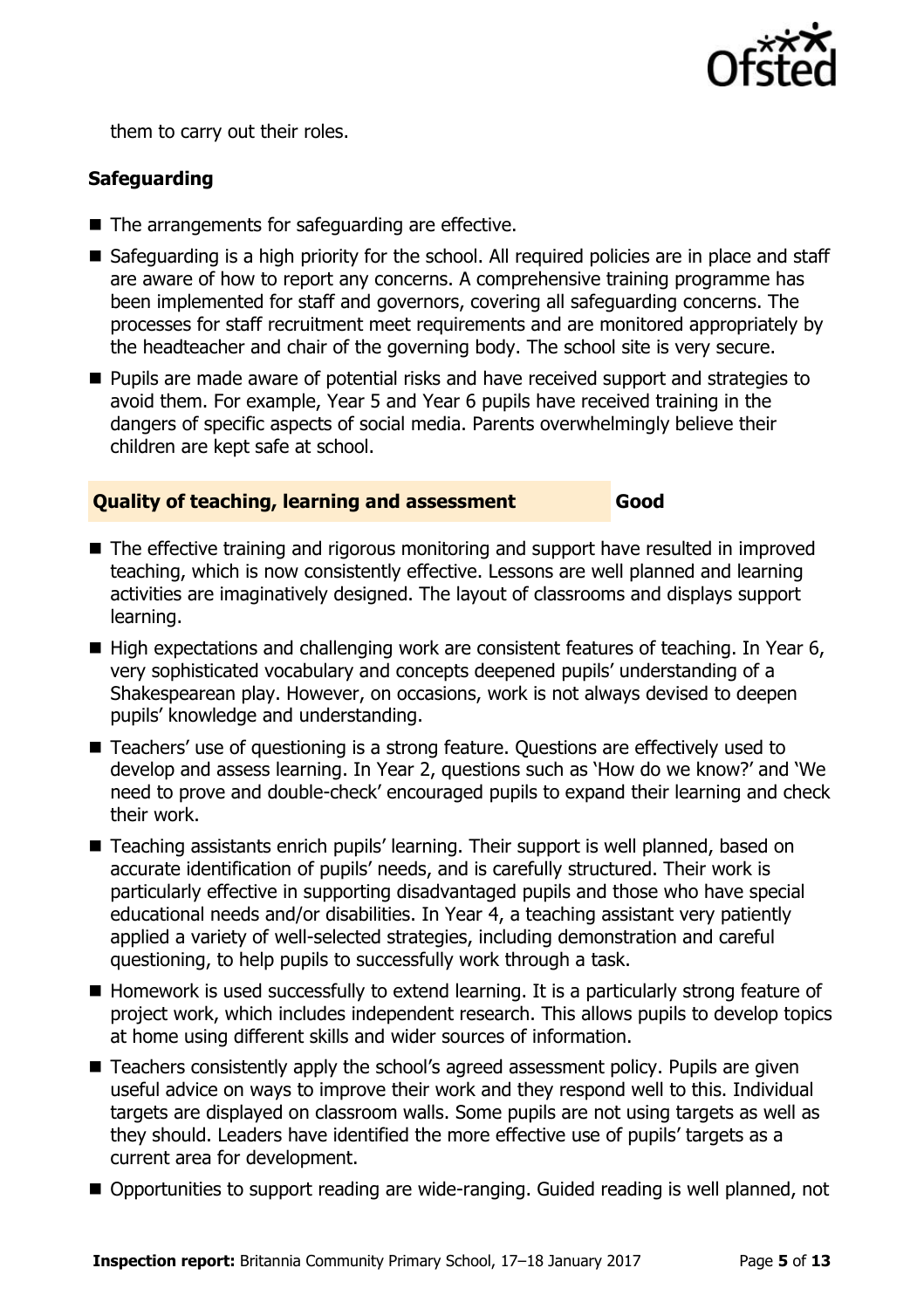them to carry out their roles.

### Safeguarding

- The arrangements for safeguarding are effective.
- Safeguarding is a high priority for the school. All required policies are in place and staff are aware of how to report any concerns. A comprehensive training programme has been implemented for staff and governors, covering all safeguarding concerns. The processes for staff recruitment meet requirements and are monitored appropriately by the headteacher and chair of the governing body. The school site is very secure.
- Pupils are made aware of potential risks and have received support and strategies to avoid them. For example, Year 5 and Year 6 pupils have received training in the dangers of specific aspects of social media. Parents overwhelmingly believe their children are kept safe at school.

### Quality of teaching, learning and assessment — Good

- The effective training and rigorous monitoring and support have resulted in improved teaching, which is now consistently effective. Lessons are well planned and learning activities are imaginatively designed. The layout of classrooms and displays support learning.
- High expectations and challenging work are consistent features of teaching. In Year 6, very sophisticated vocabulary and concepts deepened pupils' understanding of a Shakespearean play. However, on occasions, work is not always devised to deepen pupils' knowledge and understanding.
- Teachers' use of questioning is a strong feature. Questions are effectively used to develop and assess learning. In Year 2, questions such as 'How do we know?' and 'We need to prove and double-check' encouraged pupils to expand their learning and check their work.
- Teaching assistants enrich pupils' learning. Their support is well planned, based on accurate identification of pupils' needs, and is carefully structured. Their work is particularly effective in supporting disadvantaged pupils and those who have special educational needs and/or disabilities. In Year 4, a teaching assistant very patiently applied a variety of well-selected strategies, including demonstration and careful questioning, to help pupils to successfully work through a task.
- Homework is used successfully to extend learning. It is a particularly strong feature of project work, which includes independent research. This allows pupils to develop topics at home using different skills and wider sources of information.
- Teachers consistently apply the school's agreed assessment policy. Pupils are given useful advice on ways to improve their work and they respond well to this. Individual targets are displayed on classroom walls. Some pupils are not using targets as well as they should. Leaders have identified the more effective use of pupils' targets as a current area for development.
- Opportunities to support reading are wide-ranging. Guided reading is well planned, not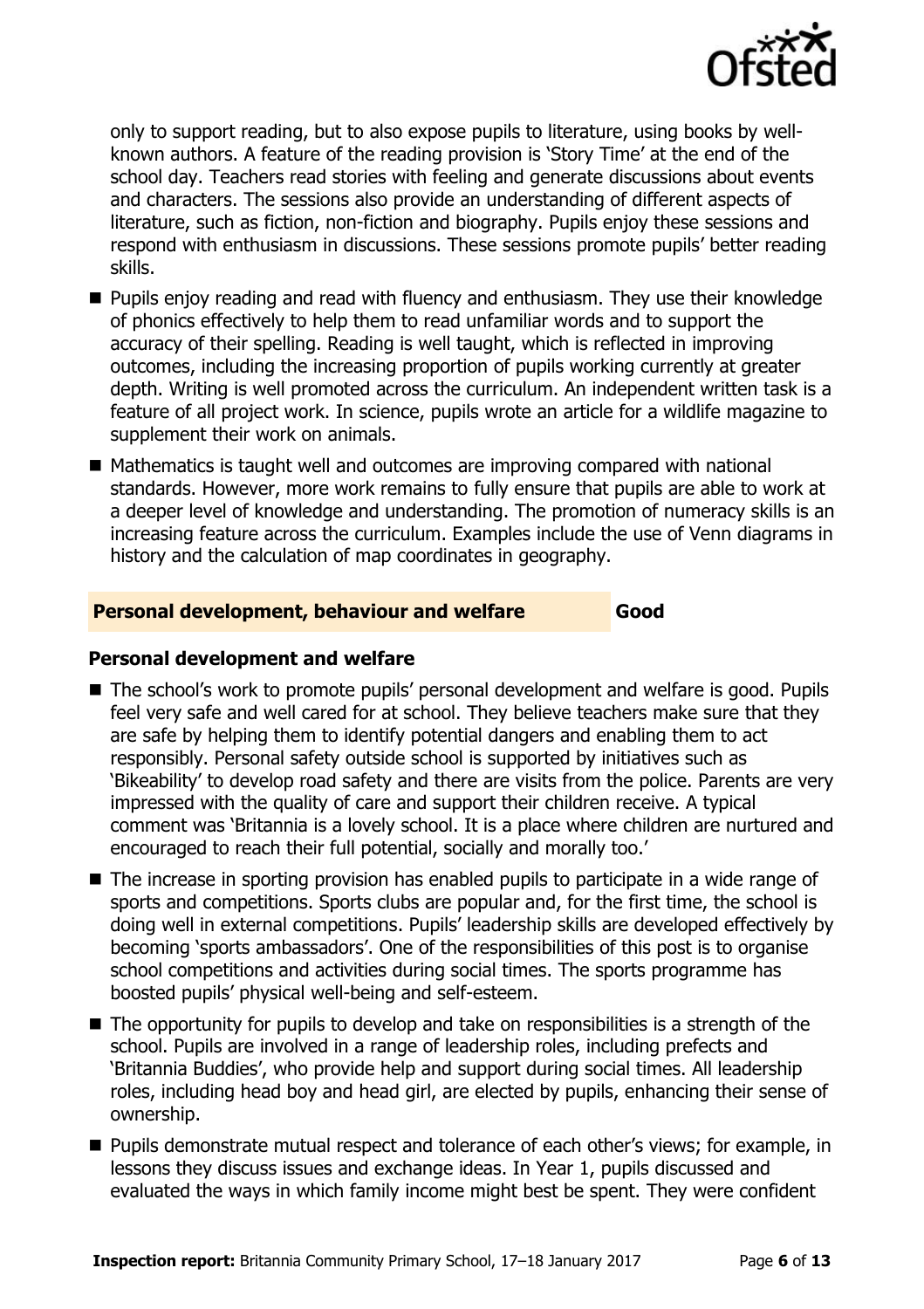only to support reading, but to also expose pupils to literature, using books by well-known authors. A feature of the reading provision is 'Story Time' at the end of the school day. Teachers read stories with feeling and generate discussions about events and characters. The sessions also provide an understanding of different aspects of literature, such as fiction, non-fiction and biography. Pupils enjoy these sessions and respond with enthusiasm in discussions. These sessions promote pupils' better reading skills.

- Pupils enjoy reading and read with fluency and enthusiasm. They use their knowledge of phonics effectively to help them to read unfamiliar words and to support the accuracy of their spelling. Reading is well taught, which is reflected in improving outcomes, including the increasing proportion of pupils working currently at greater depth. Writing is well promoted across the curriculum. An independent written task is a feature of all project work. In science, pupils wrote an article for a wildlife magazine to supplement their work on animals.
- Mathematics is taught well and outcomes are improving compared with national standards. However, more work remains to fully ensure that pupils are able to work at a deeper level of knowledge and understanding. The promotion of numeracy skills is an increasing feature across the curriculum. Examples include the use of Venn diagrams in history and the calculation of map coordinates in geography.

## Personal development, behaviour and welfare — Good

### Personal development and welfare

- The school's work to promote pupils' personal development and welfare is good. Pupils feel very safe and well cared for at school. They believe teachers make sure that they are safe by helping them to identify potential dangers and enabling them to act responsibly. Personal safety outside school is supported by initiatives such as 'Bikeability' to develop road safety and there are visits from the police. Parents are very impressed with the quality of care and support their children receive. A typical comment was 'Britannia is a lovely school. It is a place where children are nurtured and encouraged to reach their full potential, socially and morally too.'
- The increase in sporting provision has enabled pupils to participate in a wide range of sports and competitions. Sports clubs are popular and, for the first time, the school is doing well in external competitions. Pupils' leadership skills are developed effectively by becoming 'sports ambassadors'. One of the responsibilities of this post is to organise school competitions and activities during social times. The sports programme has boosted pupils' physical well-being and self-esteem.
- The opportunity for pupils to develop and take on responsibilities is a strength of the school. Pupils are involved in a range of leadership roles, including prefects and 'Britannia Buddies', who provide help and support during social times. All leadership roles, including head boy and head girl, are elected by pupils, enhancing their sense of ownership.
- Pupils demonstrate mutual respect and tolerance of each other's views; for example, in lessons they discuss issues and exchange ideas. In Year 1, pupils discussed and evaluated the ways in which family income might best be spent. They were confident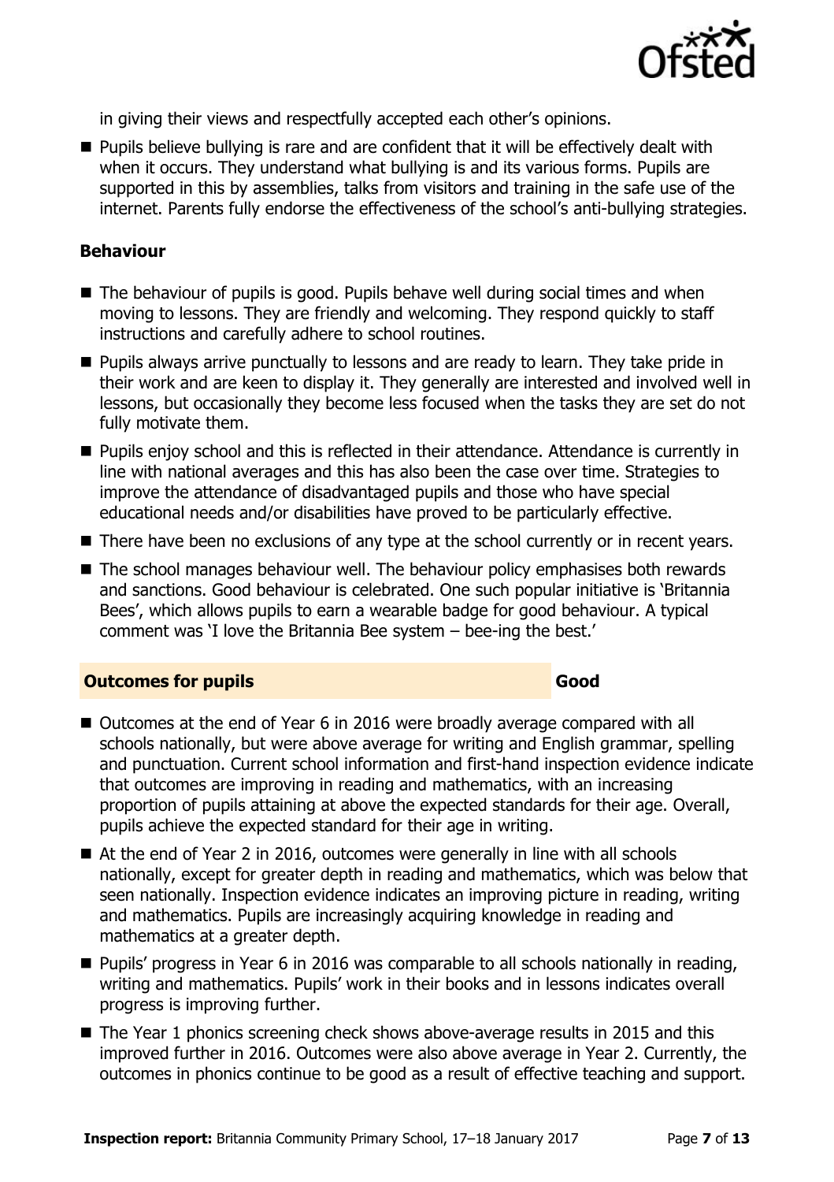in giving their views and respectfully accepted each other's opinions.

- Pupils believe bullying is rare and are confident that it will be effectively dealt with when it occurs. They understand what bullying is and its various forms. Pupils are supported in this by assemblies, talks from visitors and training in the safe use of the internet. Parents fully endorse the effectiveness of the school's anti-bullying strategies.

### Behaviour

- The behaviour of pupils is good. Pupils behave well during social times and when moving to lessons. They are friendly and welcoming. They respond quickly to staff instructions and carefully adhere to school routines.
- Pupils always arrive punctually to lessons and are ready to learn. They take pride in their work and are keen to display it. They generally are interested and involved well in lessons, but occasionally they become less focused when the tasks they are set do not fully motivate them.
- Pupils enjoy school and this is reflected in their attendance. Attendance is currently in line with national averages and this has also been the case over time. Strategies to improve the attendance of disadvantaged pupils and those who have special educational needs and/or disabilities have proved to be particularly effective.
- There have been no exclusions of any type at the school currently or in recent years.
- The school manages behaviour well. The behaviour policy emphasises both rewards and sanctions. Good behaviour is celebrated. One such popular initiative is 'Britannia Bees', which allows pupils to earn a wearable badge for good behaviour. A typical comment was 'I love the Britannia Bee system – bee-ing the best.'

## Outcomes for pupils — Good

- Outcomes at the end of Year 6 in 2016 were broadly average compared with all schools nationally, but were above average for writing and English grammar, spelling and punctuation. Current school information and first-hand inspection evidence indicate that outcomes are improving in reading and mathematics, with an increasing proportion of pupils attaining at above the expected standards for their age. Overall, pupils achieve the expected standard for their age in writing.
- At the end of Year 2 in 2016, outcomes were generally in line with all schools nationally, except for greater depth in reading and mathematics, which was below that seen nationally. Inspection evidence indicates an improving picture in reading, writing and mathematics. Pupils are increasingly acquiring knowledge in reading and mathematics at a greater depth.
- Pupils' progress in Year 6 in 2016 was comparable to all schools nationally in reading, writing and mathematics. Pupils' work in their books and in lessons indicates overall progress is improving further.
- The Year 1 phonics screening check shows above-average results in 2015 and this improved further in 2016. Outcomes were also above average in Year 2. Currently, the outcomes in phonics continue to be good as a result of effective teaching and support.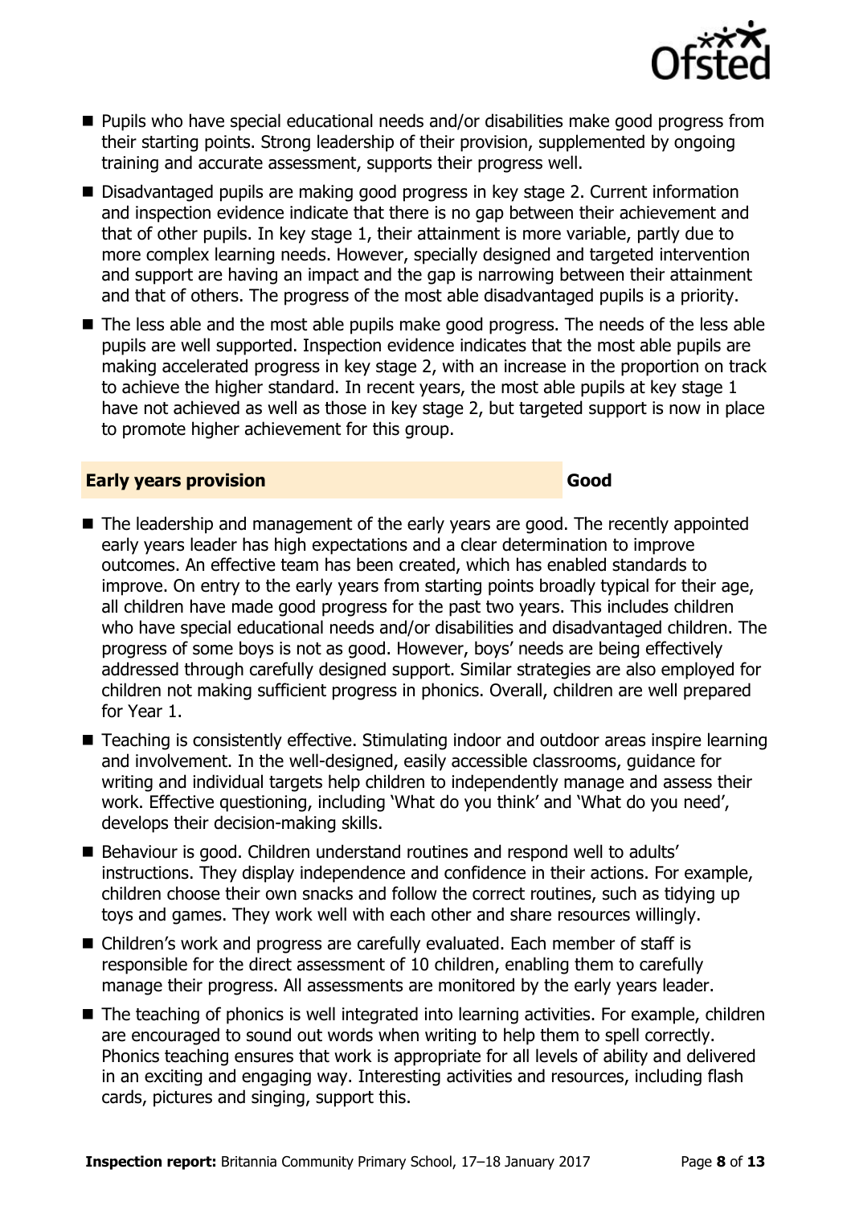- Pupils who have special educational needs and/or disabilities make good progress from their starting points. Strong leadership of their provision, supplemented by ongoing training and accurate assessment, supports their progress well.
- Disadvantaged pupils are making good progress in key stage 2. Current information and inspection evidence indicate that there is no gap between their achievement and that of other pupils. In key stage 1, their attainment is more variable, partly due to more complex learning needs. However, specially designed and targeted intervention and support are having an impact and the gap is narrowing between their attainment and that of others. The progress of the most able disadvantaged pupils is a priority.
- The less able and the most able pupils make good progress. The needs of the less able pupils are well supported. Inspection evidence indicates that the most able pupils are making accelerated progress in key stage 2, with an increase in the proportion on track to achieve the higher standard. In recent years, the most able pupils at key stage 1 have not achieved as well as those in key stage 2, but targeted support is now in place to promote higher achievement for this group.

## Early years provision — Good

- The leadership and management of the early years are good. The recently appointed early years leader has high expectations and a clear determination to improve outcomes. An effective team has been created, which has enabled standards to improve. On entry to the early years from starting points broadly typical for their age, all children have made good progress for the past two years. This includes children who have special educational needs and/or disabilities and disadvantaged children. The progress of some boys is not as good. However, boys' needs are being effectively addressed through carefully designed support. Similar strategies are also employed for children not making sufficient progress in phonics. Overall, children are well prepared for Year 1.
- Teaching is consistently effective. Stimulating indoor and outdoor areas inspire learning and involvement. In the well-designed, easily accessible classrooms, guidance for writing and individual targets help children to independently manage and assess their work. Effective questioning, including 'What do you think' and 'What do you need', develops their decision-making skills.
- Behaviour is good. Children understand routines and respond well to adults' instructions. They display independence and confidence in their actions. For example, children choose their own snacks and follow the correct routines, such as tidying up toys and games. They work well with each other and share resources willingly.
- Children's work and progress are carefully evaluated. Each member of staff is responsible for the direct assessment of 10 children, enabling them to carefully manage their progress. All assessments are monitored by the early years leader.
- The teaching of phonics is well integrated into learning activities. For example, children are encouraged to sound out words when writing to help them to spell correctly. Phonics teaching ensures that work is appropriate for all levels of ability and delivered in an exciting and engaging way. Interesting activities and resources, including flash cards, pictures and singing, support this.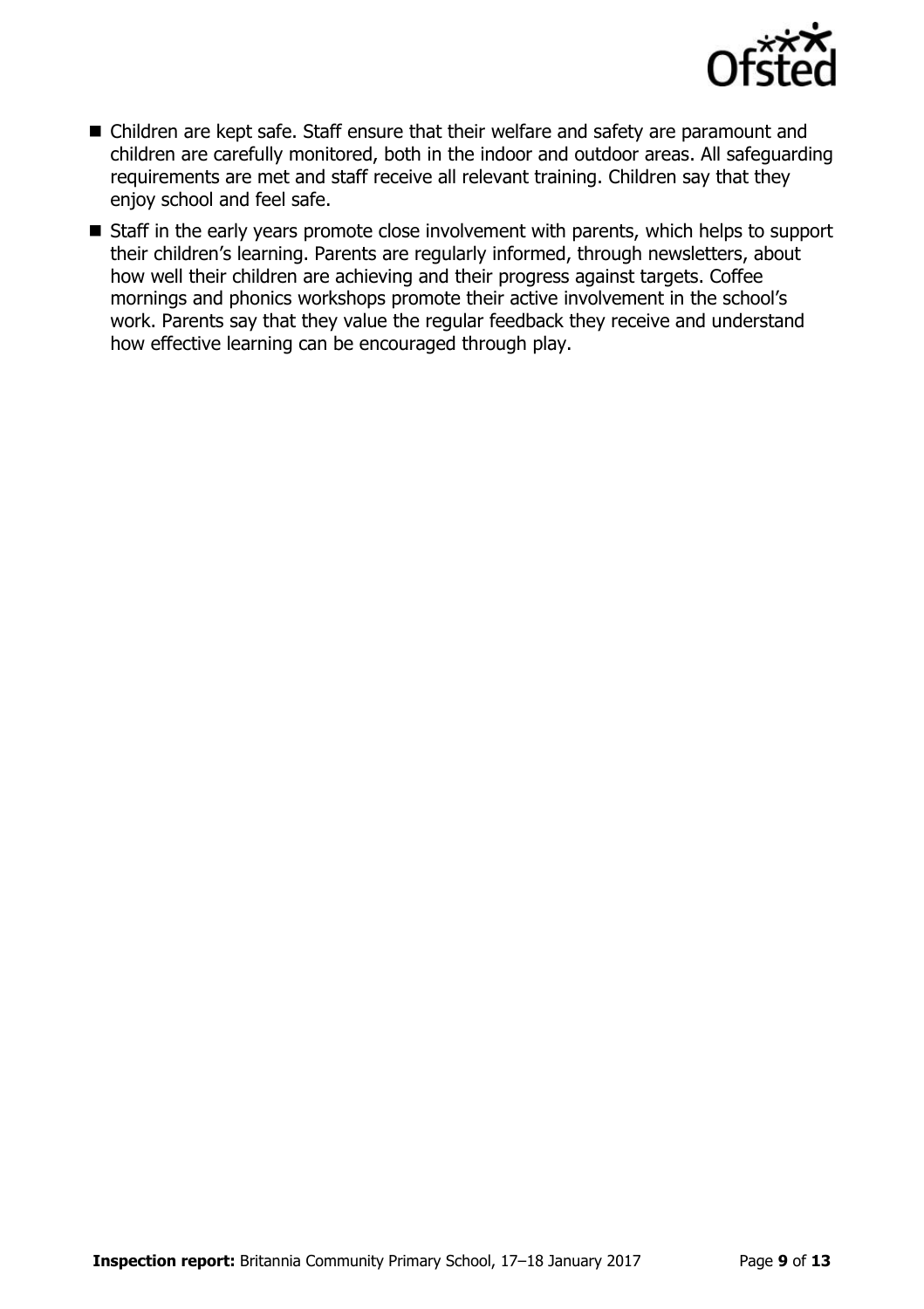- Children are kept safe. Staff ensure that their welfare and safety are paramount and children are carefully monitored, both in the indoor and outdoor areas. All safeguarding requirements are met and staff receive all relevant training. Children say that they enjoy school and feel safe.
- Staff in the early years promote close involvement with parents, which helps to support their children's learning. Parents are regularly informed, through newsletters, about how well their children are achieving and their progress against targets. Coffee mornings and phonics workshops promote their active involvement in the school's work. Parents say that they value the regular feedback they receive and understand how effective learning can be encouraged through play.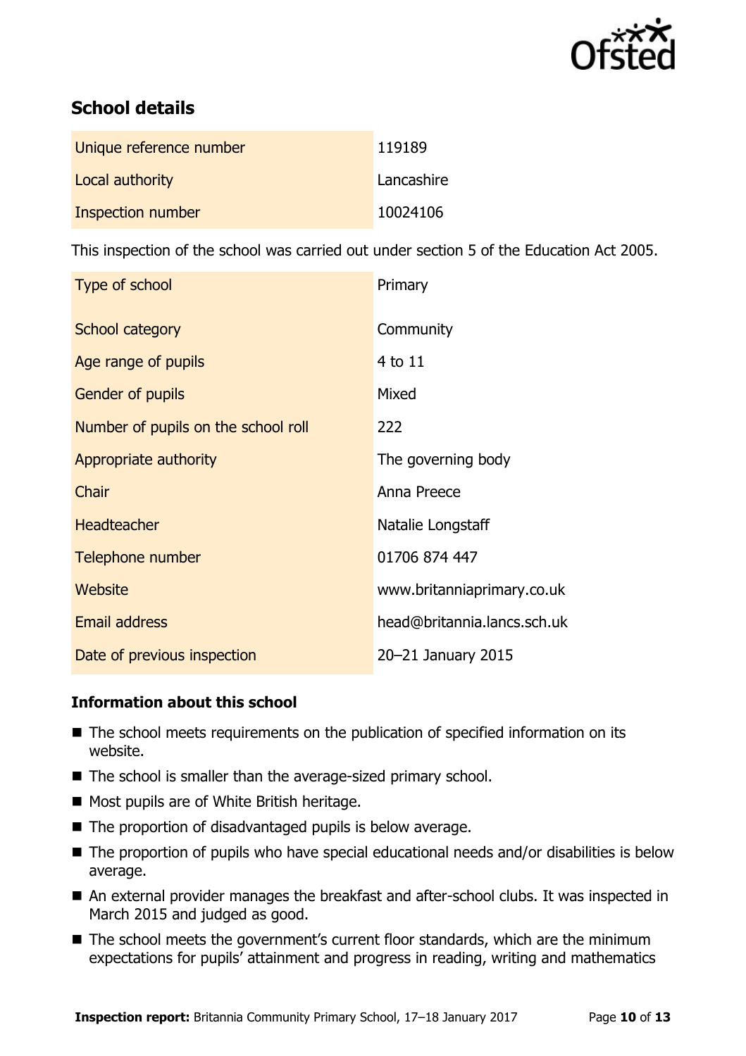## School details

| | |
|---|---|
| Unique reference number | 119189 |
| Local authority | Lancashire |
| Inspection number | 10024106 |

This inspection of the school was carried out under section 5 of the Education Act 2005.

| | |
|---|---|
| Type of school | Primary |
| School category | Community |
| Age range of pupils | 4 to 11 |
| Gender of pupils | Mixed |
| Number of pupils on the school roll | 222 |
| Appropriate authority | The governing body |
| Chair | Anna Preece |
| Headteacher | Natalie Longstaff |
| Telephone number | 01706 874 447 |
| Website | www.britanniaprimary.co.uk |
| Email address | head@britannia.lancs.sch.uk |
| Date of previous inspection | 20–21 January 2015 |

### Information about this school

- The school meets requirements on the publication of specified information on its website.
- The school is smaller than the average-sized primary school.
- Most pupils are of White British heritage.
- The proportion of disadvantaged pupils is below average.
- The proportion of pupils who have special educational needs and/or disabilities is below average.
- An external provider manages the breakfast and after-school clubs. It was inspected in March 2015 and judged as good.
- The school meets the government's current floor standards, which are the minimum expectations for pupils' attainment and progress in reading, writing and mathematics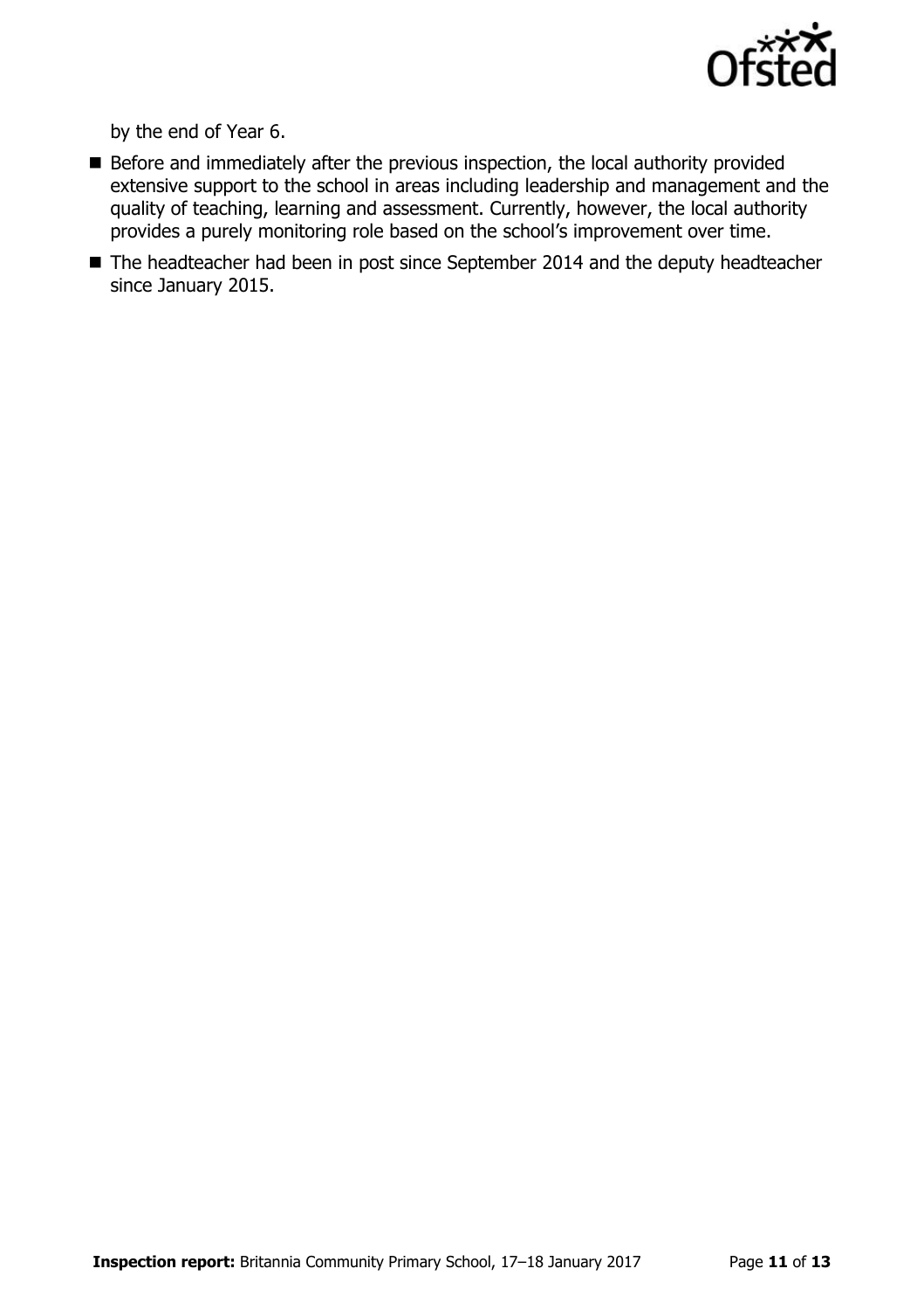by the end of Year 6.

- Before and immediately after the previous inspection, the local authority provided extensive support to the school in areas including leadership and management and the quality of teaching, learning and assessment. Currently, however, the local authority provides a purely monitoring role based on the school's improvement over time.
- The headteacher had been in post since September 2014 and the deputy headteacher since January 2015.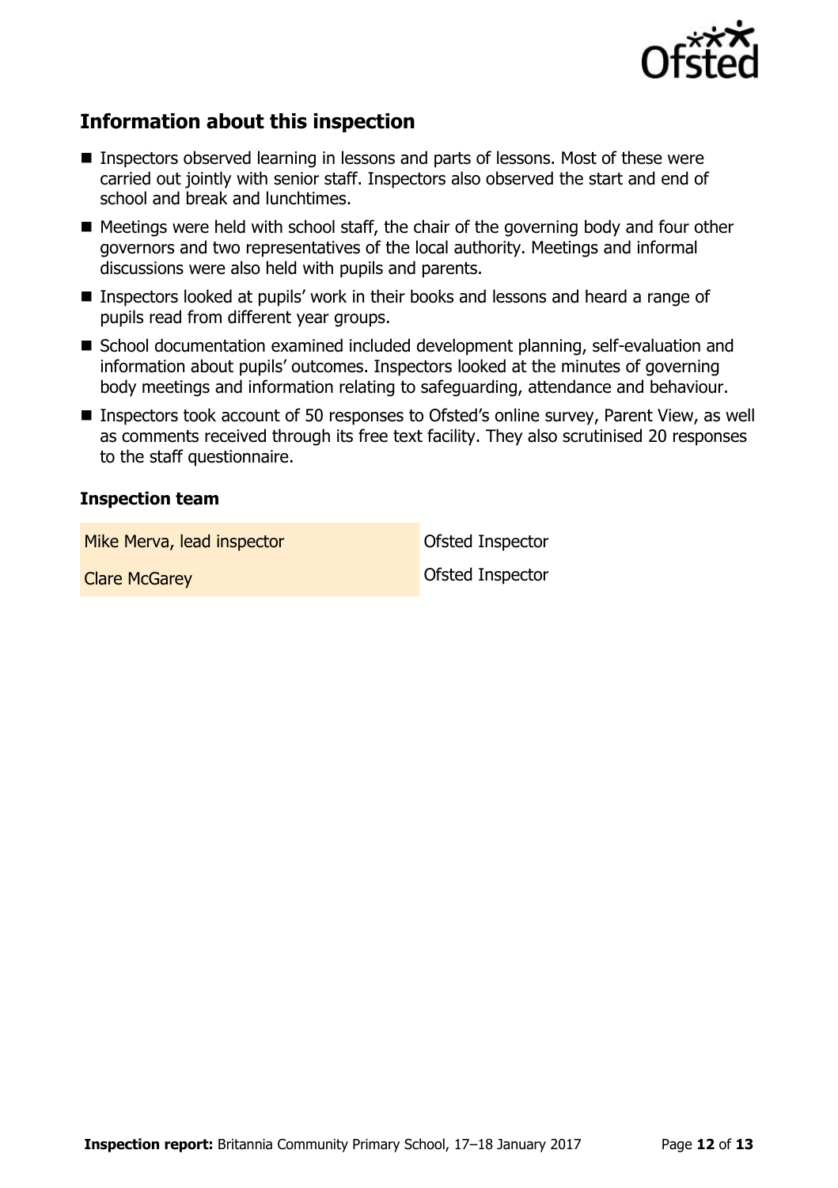## Information about this inspection

- Inspectors observed learning in lessons and parts of lessons. Most of these were carried out jointly with senior staff. Inspectors also observed the start and end of school and break and lunchtimes.
- Meetings were held with school staff, the chair of the governing body and four other governors and two representatives of the local authority. Meetings and informal discussions were also held with pupils and parents.
- Inspectors looked at pupils' work in their books and lessons and heard a range of pupils read from different year groups.
- School documentation examined included development planning, self-evaluation and information about pupils' outcomes. Inspectors looked at the minutes of governing body meetings and information relating to safeguarding, attendance and behaviour.
- Inspectors took account of 50 responses to Ofsted's online survey, Parent View, as well as comments received through its free text facility. They also scrutinised 20 responses to the staff questionnaire.

### Inspection team

| | |
|---|---|
| Mike Merva, lead inspector | Ofsted Inspector |
| Clare McGarey | Ofsted Inspector |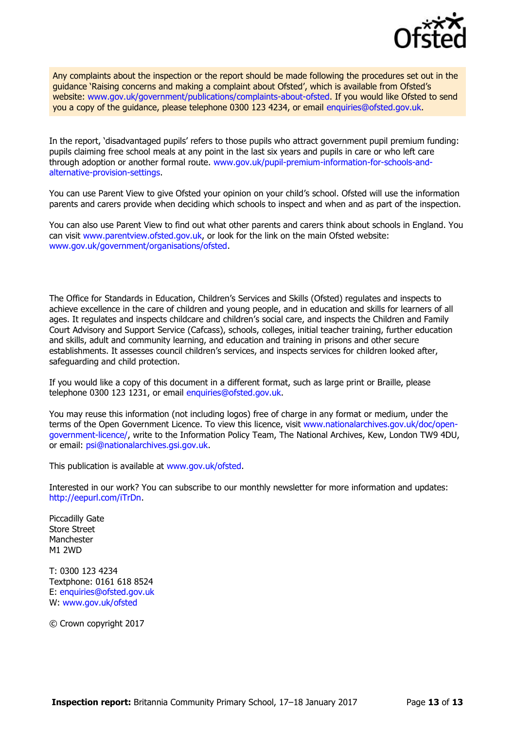Any complaints about the inspection or the report should be made following the procedures set out in the guidance 'Raising concerns and making a complaint about Ofsted', which is available from Ofsted's website: www.gov.uk/government/publications/complaints-about-ofsted. If you would like Ofsted to send you a copy of the guidance, please telephone 0300 123 4234, or email enquiries@ofsted.gov.uk.

In the report, 'disadvantaged pupils' refers to those pupils who attract government pupil premium funding: pupils claiming free school meals at any point in the last six years and pupils in care or who left care through adoption or another formal route. www.gov.uk/pupil-premium-information-for-schools-and-alternative-provision-settings.

You can use Parent View to give Ofsted your opinion on your child's school. Ofsted will use the information parents and carers provide when deciding which schools to inspect and when and as part of the inspection.

You can also use Parent View to find out what other parents and carers think about schools in England. You can visit www.parentview.ofsted.gov.uk, or look for the link on the main Ofsted website: www.gov.uk/government/organisations/ofsted.

The Office for Standards in Education, Children's Services and Skills (Ofsted) regulates and inspects to achieve excellence in the care of children and young people, and in education and skills for learners of all ages. It regulates and inspects childcare and children's social care, and inspects the Children and Family Court Advisory and Support Service (Cafcass), schools, colleges, initial teacher training, further education and skills, adult and community learning, and education and training in prisons and other secure establishments. It assesses council children's services, and inspects services for children looked after, safeguarding and child protection.

If you would like a copy of this document in a different format, such as large print or Braille, please telephone 0300 123 1231, or email enquiries@ofsted.gov.uk.

You may reuse this information (not including logos) free of charge in any format or medium, under the terms of the Open Government Licence. To view this licence, visit www.nationalarchives.gov.uk/doc/open-government-licence/, write to the Information Policy Team, The National Archives, Kew, London TW9 4DU, or email: psi@nationalarchives.gsi.gov.uk.

This publication is available at www.gov.uk/ofsted.

Interested in our work? You can subscribe to our monthly newsletter for more information and updates: http://eepurl.com/iTrDn.

Piccadilly Gate
Store Street
Manchester
M1 2WD

T: 0300 123 4234
Textphone: 0161 618 8524
E: enquiries@ofsted.gov.uk
W: www.gov.uk/ofsted

© Crown copyright 2017